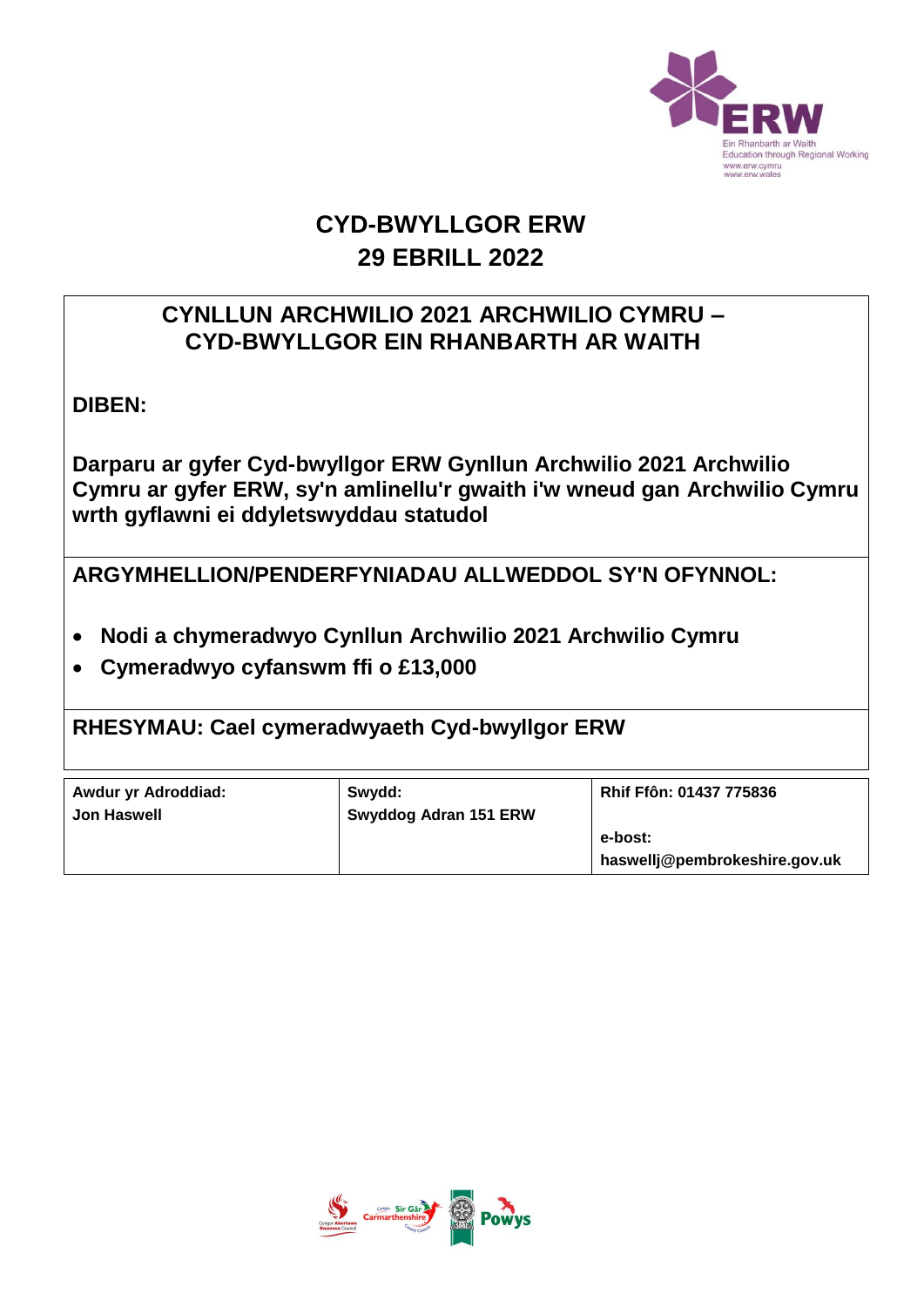# CYD-BWYLLGOR ERW
## 29 EBRILL 2022

## CYNLLUN ARCHWILIO 2021 ARCHWILIO CYMRU – CYD-BWYLLGOR EIN RHANBARTH AR WAITH

**DIBEN:**

**Darparu ar gyfer Cyd-bwyllgor ERW Gynllun Archwilio 2021 Archwilio Cymru ar gyfer ERW, sy'n amlinellu'r gwaith i'w wneud gan Archwilio Cymru wrth gyflawni ei ddyletswyddau statudol**

**ARGYMHELLION/PENDERFYNIADAU ALLWEDDOL SY'N OFYNNOL:**

- **Nodi a chymeradwyo Cynllun Archwilio 2021 Archwilio Cymru**
- **Cymeradwyo cyfanswm ffi o £13,000**

**RHESYMAU: Cael cymeradwyaeth Cyd-bwyllgor ERW**

| Awdur yr Adroddiad: | Swydd: | Rhif Ffôn: 01437 775836 |
| --- | --- | --- |
| Jon Haswell | Swyddog Adran 151 ERW | e-bost: haswellj@pembrokeshire.gov.uk |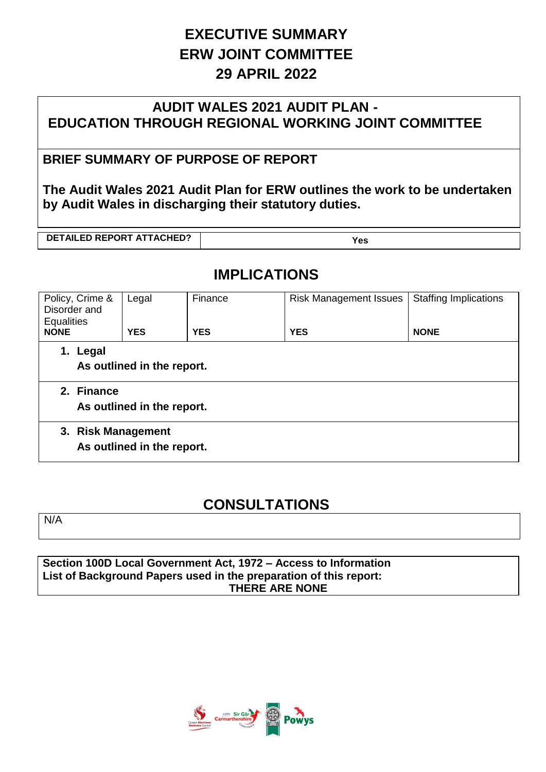# EXECUTIVE SUMMARY
# ERW JOINT COMMITTEE
# 29 APRIL 2022

## AUDIT WALES 2021 AUDIT PLAN - EDUCATION THROUGH REGIONAL WORKING JOINT COMMITTEE

### BRIEF SUMMARY OF PURPOSE OF REPORT

**The Audit Wales 2021 Audit Plan for ERW outlines the work to be undertaken by Audit Wales in discharging their statutory duties.**

| DETAILED REPORT ATTACHED? | Yes |
|---|---|

## IMPLICATIONS

| Policy, Crime & Disorder and Equalities | Legal | Finance | Risk Management Issues | Staffing Implications |
|---|---|---|---|---|
| **NONE** | **YES** | **YES** | **YES** | **NONE** |

1. **Legal**
   **As outlined in the report.**
2. **Finance**
   **As outlined in the report.**
3. **Risk Management**
   **As outlined in the report.**

## CONSULTATIONS

N/A

**Section 100D Local Government Act, 1972 – Access to Information**
**List of Background Papers used in the preparation of this report:**
**THERE ARE NONE**